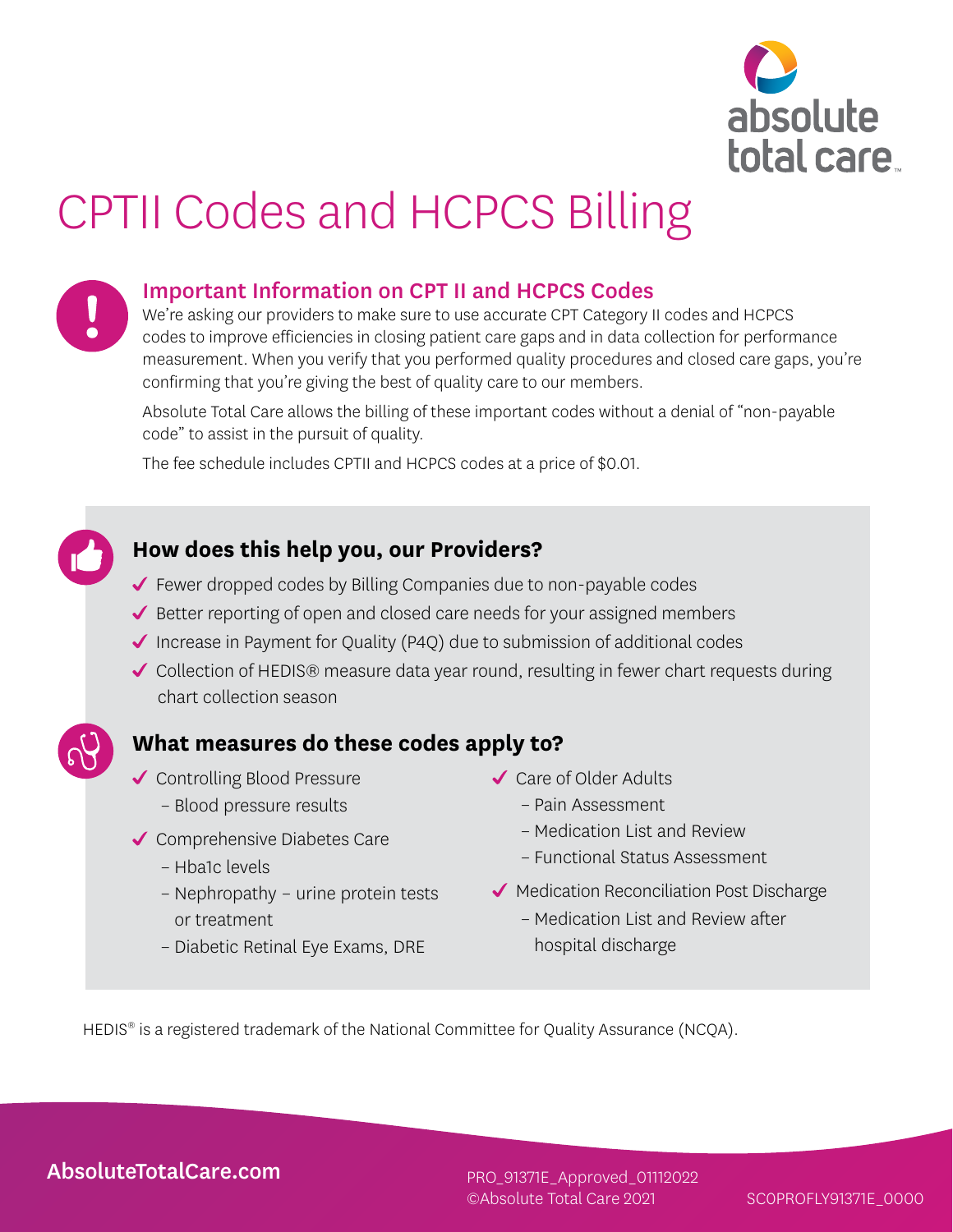absolute total care

# CPTII Codes and HCPCS Billing

## Important Information on CPT II and HCPCS Codes

We're asking our providers to make sure to use accurate CPT Category II codes and HCPCS codes to improve efficiencies in closing patient care gaps and in data collection for performance measurement. When you verify that you performed quality procedures and closed care gaps, you're confirming that you're giving the best of quality care to our members.

Absolute Total Care allows the billing of these important codes without a denial of "non-payable code" to assist in the pursuit of quality.

The fee schedule includes CPTII and HCPCS codes at a price of $0.01.

## How does this help you, our Providers?

- ✓ Fewer dropped codes by Billing Companies due to non-payable codes
- ✓ Better reporting of open and closed care needs for your assigned members
- ✓ Increase in Payment for Quality (P4Q) due to submission of additional codes
- ✓ Collection of HEDIS® measure data year round, resulting in fewer chart requests during chart collection season

## What measures do these codes apply to?

- ✓ Controlling Blood Pressure
  - Blood pressure results
- ✓ Comprehensive Diabetes Care
  - Hba1c levels
  - Nephropathy – urine protein tests or treatment
  - Diabetic Retinal Eye Exams, DRE
- ✓ Care of Older Adults
  - Pain Assessment
  - Medication List and Review
  - Functional Status Assessment
- ✓ Medication Reconciliation Post Discharge
  - Medication List and Review after hospital discharge

HEDIS® is a registered trademark of the National Committee for Quality Assurance (NCQA).

AbsoluteTotalCare.com

PRO_91371E_Approved_01112022
©Absolute Total Care 2021

SCOPROFLY91371E_0000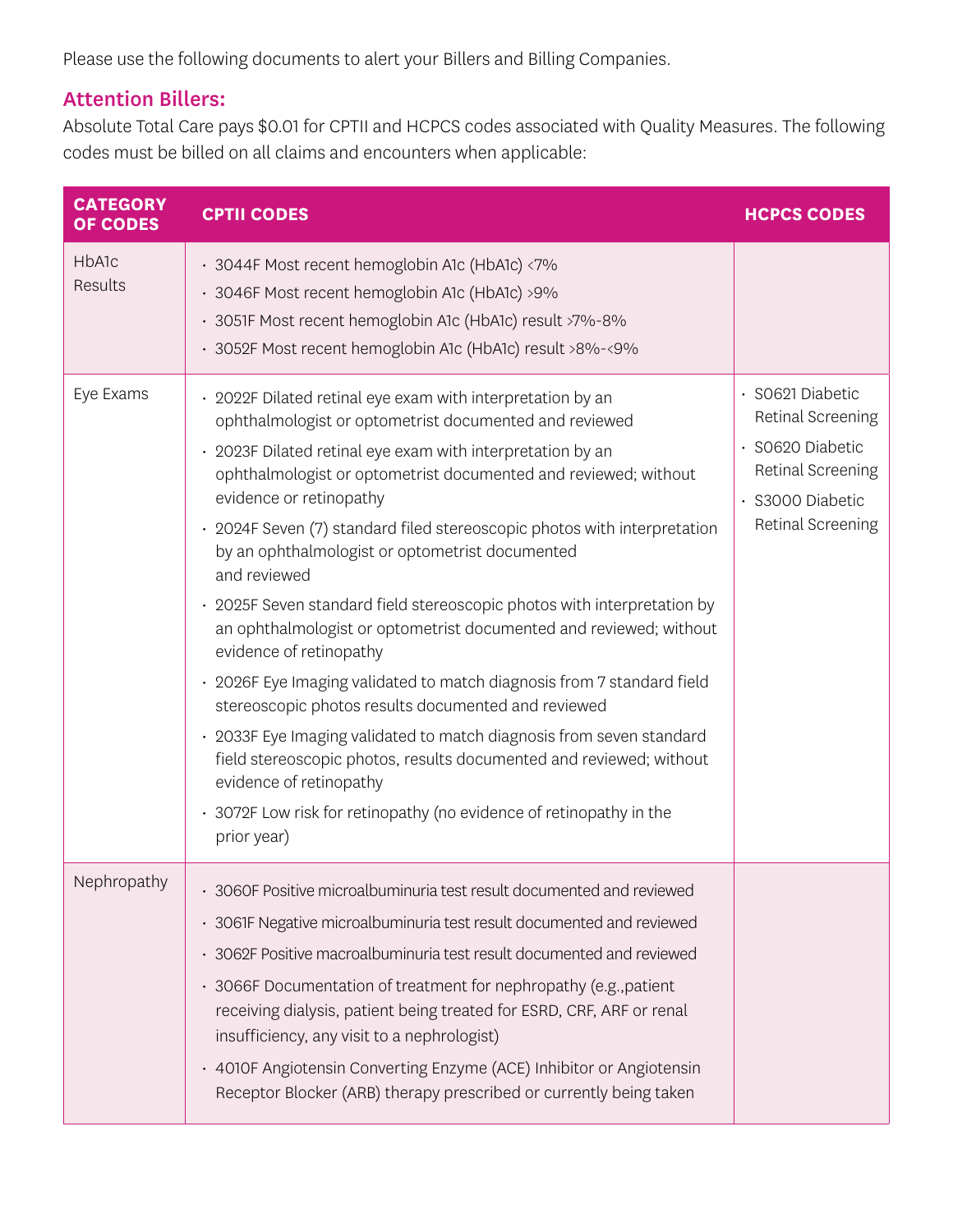Please use the following documents to alert your Billers and Billing Companies.

## Attention Billers:

Absolute Total Care pays $0.01 for CPTII and HCPCS codes associated with Quality Measures. The following codes must be billed on all claims and encounters when applicable:

| CATEGORY OF CODES | CPTII CODES | HCPCS CODES |
|---|---|---|
| HbA1c Results | • 3044F Most recent hemoglobin A1c (HbA1c) <7%<br>• 3046F Most recent hemoglobin A1c (HbA1c) >9%<br>• 3051F Most recent hemoglobin A1c (HbA1c) result >7%-8%<br>• 3052F Most recent hemoglobin A1c (HbA1c) result >8%-<9% | |
| Eye Exams | • 2022F Dilated retinal eye exam with interpretation by an ophthalmologist or optometrist documented and reviewed<br>• 2023F Dilated retinal eye exam with interpretation by an ophthalmologist or optometrist documented and reviewed; without evidence or retinopathy<br>• 2024F Seven (7) standard filed stereoscopic photos with interpretation by an ophthalmologist or optometrist documented and reviewed<br>• 2025F Seven standard field stereoscopic photos with interpretation by an ophthalmologist or optometrist documented and reviewed; without evidence of retinopathy<br>• 2026F Eye Imaging validated to match diagnosis from 7 standard field stereoscopic photos results documented and reviewed<br>• 2033F Eye Imaging validated to match diagnosis from seven standard field stereoscopic photos, results documented and reviewed; without evidence of retinopathy<br>• 3072F Low risk for retinopathy (no evidence of retinopathy in the prior year) | • S0621 Diabetic Retinal Screening<br>• S0620 Diabetic Retinal Screening<br>• S3000 Diabetic Retinal Screening |
| Nephropathy | • 3060F Positive microalbuminuria test result documented and reviewed<br>• 3061F Negative microalbuminuria test result documented and reviewed<br>• 3062F Positive macroalbuminuria test result documented and reviewed<br>• 3066F Documentation of treatment for nephropathy (e.g.,patient receiving dialysis, patient being treated for ESRD, CRF, ARF or renal insufficiency, any visit to a nephrologist)<br>• 4010F Angiotensin Converting Enzyme (ACE) Inhibitor or Angiotensin Receptor Blocker (ARB) therapy prescribed or currently being taken | |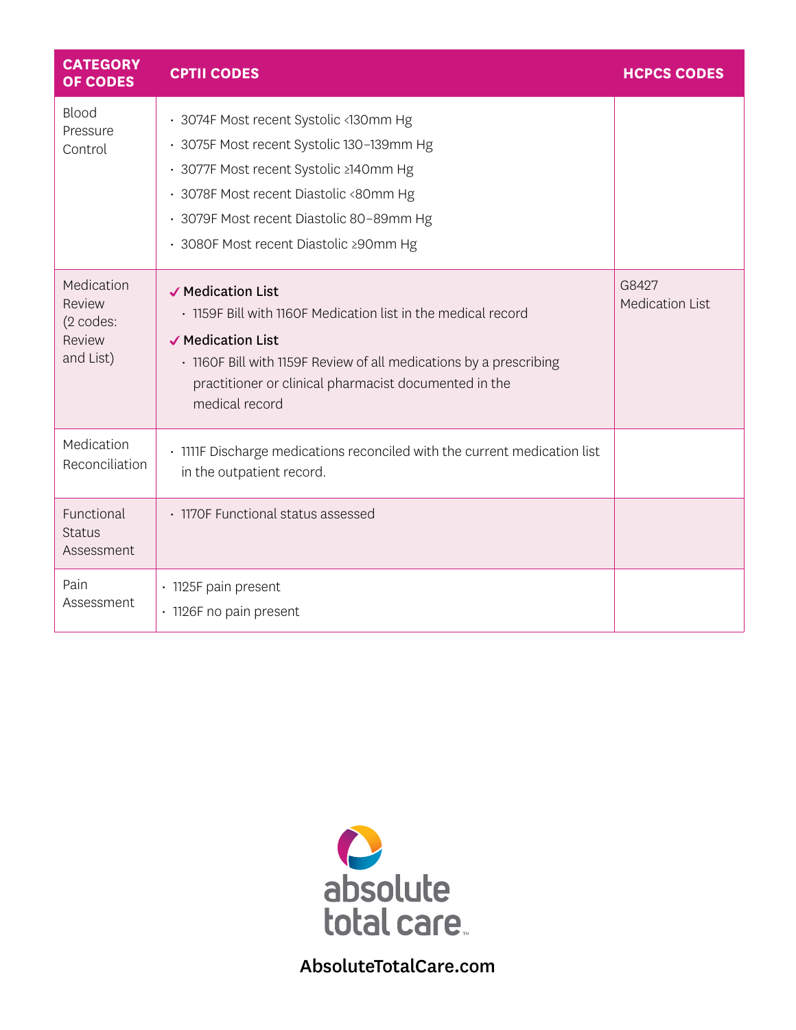| CATEGORY OF CODES | CPTII CODES | HCPCS CODES |
|---|---|---|
| Blood Pressure Control | • 3074F Most recent Systolic <130mm Hg<br>• 3075F Most recent Systolic 130–139mm Hg<br>• 3077F Most recent Systolic ≥140mm Hg<br>• 3078F Most recent Diastolic <80mm Hg<br>• 3079F Most recent Diastolic 80–89mm Hg<br>• 3080F Most recent Diastolic ≥90mm Hg | |
| Medication Review (2 codes: Review and List) | ✔ **Medication List**<br>• 1159F Bill with 1160F Medication list in the medical record<br>✔ **Medication List**<br>• 1160F Bill with 1159F Review of all medications by a prescribing practitioner or clinical pharmacist documented in the medical record | G8427 Medication List |
| Medication Reconciliation | • 1111F Discharge medications reconciled with the current medication list in the outpatient record. | |
| Functional Status Assessment | • 1170F Functional status assessed | |
| Pain Assessment | • 1125F pain present<br>• 1126F no pain present | |

absolute total care™

AbsoluteTotalCare.com